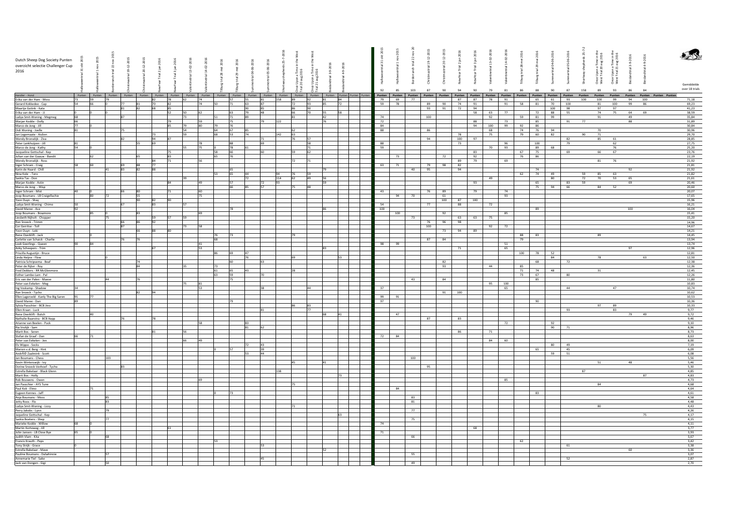# Dutch Sheep Dog Society Punten overzicht selectie Challenger Cup 2016

| Handler - Hond | Halloweentrial 31 okt 2015 | Halloweentrial 1 nov 2015 | Bordercrunch trial 22 nov 2015 | Christmastrial 19-12-2015 | Christmastrial 20-12-2015 | NewYear Trial 2 jan 2016 | NewYear Trial 3 jan 2016 | Valentinetrial 13-02-2016 | Valentinetrial 14-02-2016 | Tilburg trial 28 mei 2016 | Tilburg trial 29 mei 2016 | Summertrial 04-06-2016 | Summertrial 05-06-2016 | Shortway shepherds 25-7-2016 | Once Upon a Time in the West Trial 20 aug 2016 | Once Upon a Time in the West Trial 21 aug 2016 | Bieslandtrial 3-9-2016 | Bieslandtrial 4-9-2016 | | | | Halloweentrial 31 okt 2015 | Halloweentrial 1 nov 2015 | Bordercrunch trial 22 nov 2015 | Christmastrial 19-12-2015 | Christmastrial 20-12-2015 | NewYear Trial 2 jan 2016 | NewYear Trial 3 jan 2016 | Valentinetrial 13-02-2016 | Valentinetrial 14-02-2016 | Tilburg trial 28 mei 2016 | Tilburg trial 29 mei 2016 | Summertrial 04-06-2016 | Summertrial 05-06-2016 | Shortway shepherds 25-7-2016 | Once Upon a Time in the West Trial 20 aug 2016 | Once Upon a Time in the West Trial 21 aug 2016 | Bieslandtrial 3-9-2016 | Bieslandtrial 4-9-2016 | | | | Gemiddelde over 18 trials |
|---|---|---|---|---|---|---|---|---|---|---|---|---|---|---|---|---|---|---|---|---|---|---|---|---|---|---|---|---|---|---|---|---|---|---|---|---|---|---|---|---|---|---|---|
| | | | | | | | | | | | | | | | | | | | | | | 92 | 85 | 103 | 87 | 90 | 94 | 90 | 79 | 81 | 86 | 88 | 90 | 87 | 158 | 89 | 93 | 86 | 84 | | | | |
| Handler - Hond | Punten | Punten | Punten | Punten | Punten | Punten | Punten | Punten | Punten | Punten | Punten | Punten | Punten | Punten | Punten | Punten | Punten | Punten | Punten | Punten | Punten | Punten | Punten | Punten | Punten | Punten | Punten | Punten | Punten | Punten | Punten | Punten | Punten | Punten | Punten | Punten | Punten | Punten | Punten | Punten | Punten | Punten | |
| Erika van der Ham - Moss | 73 | 59 | 79 | | | 82 | 78 | 62 | 74 | | 57 | 55 | 81 | 158 | 89 | 92 | 81 | 84 | | | | 79 | 69 | 77 | | | 87 | 87 | 78 | 91 | | 65 | 61 | 93 | 100 | 100 | 99 | 94 | 100 | | | | 71,18 |
| Gerard Kokkedee - Cap | 54 | 66 | | 77 | 81 | 70 | 82 | | 74 | 50 | 71 | 63 | 87 | | 72 | 93 | 85 | 72 | | | | 59 | 78 | | 89 | 90 | 74 | 91 | | 91 | 58 | 81 | 70 | 100 | | 81 | 100 | 99 | 86 | | | | 69,23 |
| Maartje Gotink - Kate | | | | 81 | 82 | 68 | 85 | | | | | 90 | 85 | | 86 | 90 | | | | | | | | | 93 | 91 | 72 | 94 | | | | | 100 | 98 | | 97 | 97 | | | | | | 41,23 |
| Erika van der Ham - JJ | 0 | 0 | 0 | | | | 52 | 50 | 62 | | 63 | 79 | 48 | | 66 | 70 | 55 | 58 | | | | | | | | | | 58 | 63 | 77 | | 72 | 88 | 55 | | 74 | 75 | 64 | 69 | | | | 38,59 |
| Ludya Smit-Woning - Megmeg | 68 | | | 87 | | | | 73 | | 51 | 71 | 89 | | | 81 | | 42 | | | | | 74 | | | 100 | | | | 92 | | 59 | 81 | 99 | | | 91 | | 49 | | | | | 35,84 |
| Marjan Kodde - Dolly | 66 | | | | | | 79 | | 59 | | 75 | | 79 | 122 | | | 76 | | | | | 72 | | | | | | 88 | | 73 | | 85 | | 91 | 77 | | | 88 | | | | | 31,89 |
| Marco de Jong - Jill | 77 | 0 | | | | | 85 | 79 | 80 | 79 | 76 | | | | | | | | | | | 84 | | | | | | 94 | 100 | 99 | 92 | 86 | | | | | | | | | | | 30,84 |
| Didi Woning - Joelle | 81 | | | 75 | | | | 54 | | 64 | 67 | 85 | | | 62 | | | | | | | 88 | | | 86 | | | | 68 | | 74 | 76 | 94 | | | 70 | | | | | | | 30,96 |
| Jan Legemaate - Aislinn | | | | | | 73 | | 59 | | 68 | 53 | 74 | | 142 | 63 | | | | | | | | | | | | 78 | | 75 | | 79 | 60 | 82 | | 90 | 71 | | | | | | | 29,70 |
| Wendy Bronsdijk - Ziva | | | | 82 | | 94 | 87 | | | | | | 71 | | 76 | 57 | | | | | | | | | 94 | | 100 | 97 | | | | | | 82 | | 85 | 61 | | | | | | 28,85 |
| Peter Lankhuijzen - Jill | 81 | | | | 55 | 69 | | | 78 | | 88 | | 69 | | | 58 | | | | | | 88 | | | | | 73 | | | 96 | | 100 | | 79 | | | 62 | | | | | | 27,75 |
| Marco de Jong - Kathy | 54 | 0 | | | | | | 55 | 75 | 0 | 78 | 61 | | | | 71 | | | | | | 59 | | | | | | | 70 | 93 | | 89 | 68 | | | | 76 | | | | | | 25,20 |
| Jacqueline Gottschal - Kep | | | | | | | 75 | | | 58 | 66 | | 60 | | 59 | 62 | | | | | | | | | | | | 83 | | | 67 | 75 | | 69 | | 66 | 67 | | | | | | 23,76 |
| Johan van der Gaauw - Bandit | | 62 | | | 65 | | 83 | | | 65 | 76 | | | | | | | | | | | | 73 | | | 72 | | 92 | | | 76 | 86 | | | | | | | | | | | 22,19 |
| Wendy Bronsdijk - Ross | | | | | | 84 | 71 | | 56 | | | | | | 72 | 71 | | | | | | | | | | | 89 | 79 | | 69 | | | | | | 81 | 76 | | | | | | 21,92 |
| Inger Schram - Craig | 58 | 60 | | 69 | 88 | 77 | | | | | | | | | | | | | | | | 63 | 71 | | 79 | 98 | 82 | | | | | | | | | | | | | | | | 21,81 |
| Karin de Haard - Chill | | | 41 | 83 | 82 | 88 | | | | | 65 | | | | | | 79 | | | | | | | 40 | 95 | | 94 | | | | | 74 | | | | | | 92 | | | | | 21,92 |
| Nina Kole - Tero | | | | | | | | | | 53 | 65 | 44 | | 94 | 76 | 59 | | | | | | | | | | | | | | | 62 | 74 | 49 | | 59 | 85 | 63 | | | | | | 21,82 |
| Saskia Tas - Don | | | | | | | | 39 | | | | 72 | | 114 | 62 | 49 | 56 | | | | | | | | | | | | 49 | | | | 80 | | 72 | 70 | 53 | 65 | | | | | 21,61 |
| Marjan Kodde - Astin | | | | | | | 84 | | 49 | | 57 | | 72 | 93 | | | 59 | | | | | | | | | | | 93 | | | | 65 | | 83 | 59 | | | 69 | | | | | 20,46 |
| Marco de Jong - Wisp | | | | | | | | | | | 66 | 85 | 57 | | 75 | 48 | | | | | | | | | | | | | | | | 75 | 94 | 66 | | 84 | 52 | | | | | | 20,60 |
| Inger Schram - Mist | 40 | 0 | | 66 | 80 | | 71 | | 60 | | | | | | | | | | | | | 43 | | | 76 | 89 | | 79 | | 74 | | | | | | | | | | | | | 20,07 |
| Joop Boumans - LB Craigellachie | | 80 | 72 | | 55 | | | | 75 | | | | | | | | | | | | | | 94 | 70 | | 61 | | | | 93 | | | | | | | | | | | | | 17,65 |
| Yvon Duyn - Shay | | | | | 90 | 82 | 90 | | | | | | | | | | | | | | | | | | | 100 | 87 | 100 | | | | | | | | | | | | | | | 15,96 |
| Ludya Smit-Woning - Chimo | 50 | | | 67 | | 83 | | 57 | | | | | | | | | | | | | | 54 | | | 77 | | 88 | | 72 | | | | | | | | | | | | | | 16,21 |
| David Maree - Ace | 92 | | | | | | | | | | 78 | | | | | | 86 | | | | | 100 | | | | | | | | | | 89 | | | | | | 100 | | | | | 16,04 |
| Joop Boumans - Bowmore | | 85 | 0 | | 83 | | | | 69 | | | | | | | | | | | | | | 100 | | | 92 | | | | 85 | | | | | | | | | | | | | 15,41 |
| Liesbeth Nijholt - Chopper | | | 75 | | | 59 | 57 | 59 | | | | | | | | | | | | | | | | 73 | | | 63 | 63 | 75 | | | | | | | | | | | | | | 15,20 |
| Ron Snoeck - Trimm | | | | 66 | 86 | 92 | | | | | | | | | | | | | | | | | | | 76 | 96 | 98 | | | | | | | | | | | | | | | | 14,96 |
| Cor Gerritse - Toll | | | | 87 | | | | 73 | 58 | | | | | | | | | | | | | | | | 100 | | | | 92 | 72 | | | | | | | | | | | | | 14,67 |
| Yvon Duyn - Loki | | | | | 66 | 88 | 80 | | | | | | | | | | | | | | | | | | | 73 | 94 | 89 | | | | | | | | | | | | | | | 14,21 |
| Rene Overklift - Jack | | 0 | | | | | | | | 76 | 73 | | | | 79 | | | | | | | | | | | | | | | | 88 | 83 | | | | 89 | | | | | | | 14,45 |
| Carlette van Schaick - Charlie | | | | 76 | 76 | | | | | 68 | | | | | | | | | | | | | | | 87 | 84 | | | | | 79 | | | | | | | | | | | | 13,94 |
| Loek Geerlings - Queen | 90 | 84 | | | | | | | 41 | | | | | | | | | | | | | 98 | 99 | | | | | | | 51 | | | | | | | | | | | | | 13,74 |
| Anky Scheepers - Trim | | | | | | 67 | | | 53 | | | | | | | | 83 | | | | | | | | | | 71 | | | 65 | | | | | | | | 97 | | | | | 12,96 |
| Priscilla Augustijn - Bruce | | | | | | | | | | 86 | 69 | 47 | | | | | | | | | | | | | | | | | | | 100 | 78 | 52 | | | | | | | | | | 12,81 |
| Linda Heijne - Flow | | | 0 | | | | | | | | | 76 | | | 69 | | | 53 | | | | | | | | | | | | | | | 84 | | | 78 | | | 63 | | | | 12,50 |
| Patricia Schripsema - Beaf | | | | | 74 | | | | | | 60 | | 63 | | | | | | | | | | | | | 82 | | | | | | 68 | | 72 | | | | | | | | | 12,38 |
| Peter de Rijter - Roy | | | | | 84 | | | 35 | | 73 | | | | | | | | | | | | | | | | 93 | | | 44 | | 85 | | | | | | | | | | | | 12,36 |
| Fred Dekkers - RR McGlenmore | | | | | | | | | | 61 | 65 | 43 | | | 28 | | | | | | | | | | | | | | | | 71 | 74 | 48 | | | 31 | | | | | | | 12,45 |
| Esther Lambe-Lam - Pal | | | | | | | | | | 63 | 59 | | 70 | | | | | | | | | | | | | | | | | | 73 | 67 | | 80 | | | | | | | | | 12,26 |
| Eric van der Palen - Maeve | | | 44 | | 76 | | | | | | 75 | | | | | | | | | | | | | 43 | | 84 | | | | | | 85 | | | | | | | | | | | 11,80 |
| Peter van Eekelen - Meg | | | | | | | | 75 | 81 | | | | | | | | | | | | | | | | | | | | 95 | 100 | | | | | | | | | | | | | 10,83 |
| Ing Voskamp - Shadow | 34 | | | | | | | | 53 | | | | 38 | | | 44 | | | | | | 37 | | | | | | | | 65 | | | | 44 | | | 47 | | | | | | 10,74 |
| Ron Snoeck - Tycho | | | | | 82 | 94 | | | | | | | | | | | | | | | | | | | | 91 | 100 | | | | | | | | | | | | | | | | 10,62 |
| Ellen Lagerveld - Kanly The Big Saren | 91 | 77 | | | | | | | | | | | | | | | | | | | | 99 | 91 | | | | | | | | | | | | | | | | | | | | 10,53 |
| David Maree - Dan | 89 | | | | | | | | | | 79 | | | | | | | | | | | 97 | | | | | | | | | | 90 | | | | | | | | | | | 10,36 |
| Sylvia Passchier - BCB Jino | | | | | | | | | | | | | | | 86 | 83 | | | | | | | | | | | | | | | | | | | | 97 | 89 | | | | | | 10,33 |
| Ellen Kraan - Luck | | | | | | | | | | | | | 81 | | | 77 | | | | | | | | | | | | | | | | | | 93 | | | 83 | | | | | | 9,77 |
| Rene Overklift - Butch | | 40 | | | | | | | | | | | | | | | 68 | 41 | | | | | 47 | | | | | | | | | | | | | | | 79 | 49 | | | | 9,72 |
| Nathalie Baanstra - BCB Xepp | | | | 76 | | 78 | | | | | | | | | | | | | | | | | | | 87 | | 83 | | | | | | | | | | | | | | | | 9,46 |
| Arianne van Beelen - Puck | | | | | | | | | 58 | | | 83 | | | | | | | | | | | | | | | | | | 72 | | | 92 | | | | | | | | | | 9,10 |
| Ria Vrolijk - Sam | | | | | | | | | | | | 81 | 62 | | | | | | | | | | | | | | | | | | | | 90 | 71 | | | | | | | | | 8,96 |
| Marit Bos - Seren | | | | | | 81 | | 56 | | | | | | | | | | | | | | | | | | | 86 | | 71 | | | | | | | | | | | | | | 8,73 |
| Stefan de Graaf - Dan | 66 | 71 | | | | | | | | | | | | | | | | | | | | 72 | 84 | | | | | | | | | | | | | | | | | | | | 8,63 |
| Peter van Eekelen - Jen | | | | | | | | 66 | 49 | | | | | | | | | | | | | | | | | | | | 84 | 60 | | | | | | | | | | | | | 8,00 |
| Els Wippo - Socks | | | | | | | | | | | | 72 | 43 | | | | | | | | | | | | | | | | | | | | 80 | 49 | | | | | | | | | 7,19 |
| Marion v.d. Berg - Hint | | | | | | | | | | 0 | 57 | | 39 | | | | | | | | | | | | | | | | | | | 65 | | 45 | | | | | | | | | 6,09 |
| AndrÃ© Zaalmink - Scott | | | | | | | | | | | | 53 | 44 | | | | | | | | | | | | | | | | | | | | 59 | 51 | | | | | | | | | 6,08 |
| Jan Boumans - Chess | | | 103 | | | | | | | | | | | | | | | | | | | | | 100 | | | | | | | | | | | | | | | | | | | 5,56 |
| Kevin Winterswijk - Ivy | | | | | | | | | | | | | | | 45 | | 41 | | | | | | | | | | | | | | | | | | | 51 | | 48 | | | | | 5,46 |
| Dorine Snoeck-Verhoef - Tycho | | | | 83 | | | | | | | | | | | | | | | | | | | | | 95 | | | | | | | | | | | | | | | | | | 5,30 |
| Estrella Bakelaar - Black Glenn | | | | | | | | | | | | | | 138 | | | | | | | | | | | | | | | | | | | | | 87 | | | | | | | | 4,85 |
| Marit Bos - Holly | | | | | | | | | | | | | | | | | | 73 | | | | | | | | | | | | | | | | | | | | | 87 | | | | 4,83 |
| Rob Bouwens - Owen | | | | | | | | | 69 | | | | | | | | | | | | | | | | | | | | | 85 | | | | | | | | | | | | | 4,73 |
| Jan Passchier - AYS Tune | | | | | | | | | | | | | | | 75 | | | | | | | | | | | | | | | | | | | | | 84 | | | | | | | 4,68 |
| Paul Kok - Elmo | | 71 | | | | | | | | | | | | | | | | | | | | | 84 | | | | | | | | | | | | | | | | | | | | 4,64 |
| Eugeen Kennes - Jaff | | | | | | | | | | 0 | 73 | | | | | | | | | | | | | | | | | | | | | 83 | | | | | | | | | | | 4,61 |
| Anja Boumans - Moss | | | 85 | | | | | | | | | | | | | | | | | | | | | 83 | | | | | | | | | | | | | | | | | | | 4,58 |
| Jetty Roos - Flo | | | 83 | | | | | | | | | | | | | | | | | | | | | 81 | | | | | | | | | | | | | | | | | | | 4,48 |
| Ludya Smit-Woning - Lizzy | | | | | | | | | | | | | | | 71 | | | | | | | | | | | | | | | | | | | | | 80 | | | | | | | 4,43 |
| Perry Jakobs - Lynn | | | 79 | | | | | | | | | | | | | | | | | | | | | 77 | | | | | | | | | | | | | | | | | | | 4,26 |
| Jacqueline Gottschal - Kep | | | | | | | | | | | | | | | | | | 63 | | | | | | | | | | | | | | | | | | | | | 75 | | | | 4,17 |
| Saskia Boelens - Shep | | | 77 | | | | | | | | | | | | | | | | | | | | | 75 | | | | | | | | | | | | | | | | | | | 4,15 |
| Mareeke Kodde - Willow | 68 | 0 | | | | | | | | | | | | | | | | | | | | 74 | | | | | | | | | | | | | | | | | | | | | 4,11 |
| Martin Korteweg - Jill | | | | | | | 61 | | | | | | | | | | | | | | | | | | | | | 68 | | | | | | | | | | | | | | | 3,77 |
| John Jansen - LB Close Bye | 65 | 0 | | | | | | | | | | | | | | | | | | | | 71 | | | | | | | | | | | | | | | | | | | | | 3,93 |
| Judith Vlam - Kita | | | 68 | | | | | | | | | | | | | | | | | | | | | 66 | | | | | | | | | | | | | | | | | | | 3,67 |
| Francis Krauth - Peps | | | | | | | | | | 53 | | | | | | | | | | | | | | | | | | | | | 62 | | | | | | | | | | | | 3,42 |
| Tony Strijk - Grace | 0 | | | | | | | | | | | | 53 | | | | | | | | | | | | | | | | | | | | | 61 | | | | | | | | | 3,38 |
| Estrella Bakelaar - Mave | | | | | | | | | | | | | | | | | 52 | | | | | | | | | | | | | | | | | | | | | 60 | | | | | 3,36 |
| Pauline Boumans - Dalwhinnie | | | 57 | | | | | | | | | | | | | | | | | | | | | 55 | | | | | | | | | | | | | | | | | | | 3,07 |
| Annemarie Tiel - Sake | | | | | | | | | | | | | 45 | | | | | | | | | | | | | | | | | | | | | 52 | | | | | | | | | 2,87 |
| Jack van Dongen - Gigi | | | 50 | | | | | | | | | | | | | | | | | | | | | 49 | | | | | | | | | | | | | | | | | | | 2,70 |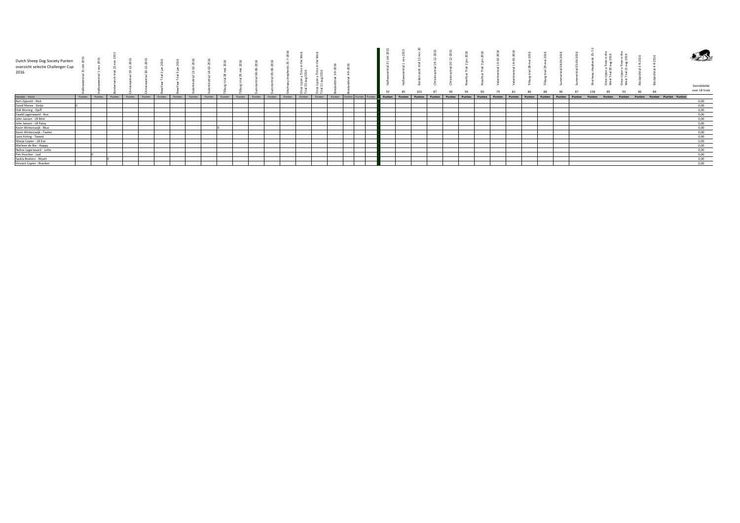| Dutch Sheep Dog Society Punten overzicht selectie Challenger Cup 2016 | Halloweentrial 31 okt 2015 | Halloweentrial 1 nov 2015 | Borderranch trial 22 nov 2015 | Christmastrial 19-12-2015 | Christmastrial 20-12-2015 | NewYear Trial 2 jan 2016 | NewYear Trial 3 jan 2016 | Valentinetrial 13-02-2016 | Valentinetrial 14-02-2016 | Tilburg trial 28 mei 2016 | Tilburg trial 29 mei 2016 | Summertrial 04-06-2016 | Summertrial 05-06-2016 | Shortway shepherds 25-7-2016 | Once Upon a Time in the West Trial 20 aug 2016 | Once Upon a Time in the West Trial 21 aug 2016 | Beelandtrial 3-9-2016 | Beelandtrial 4-9-2016 | | | | Halloweentrial 31 okt 2015 92 | Halloweentrial 1 nov 2015 85 | Borderranch trial 22 nov 20 103 | Christmastrial 19-12-2015 87 | Christmastrial 20-12-2015 90 | NewYear Trial 2 jan 2016 94 | NewYear Trial 3 jan 2016 90 | Valentinetrial 13-02-2016 79 | Valentinetrial 14-02-2016 81 | Tilburg trial 28 mei 2016 86 | Tilburg trial 29 mei 2016 88 | Summertrial 04-06-2016 90 | Summertrial 05-06-2016 87 | Shortway shepherds 25-7-2 158 | Once Upon a Time in the West Trial 20 aug 2016 89 | Once Upon a Time in the West Trial 21 aug 2016 93 | Beelandtrial 3-9-2016 86 | Beelandtrial 4-9-2016 84 | | | Gemiddelde over 18 trials |
|---|---|---|---|---|---|---|---|---|---|---|---|---|---|---|---|---|---|---|---|---|---|---|---|---|---|---|---|---|---|---|---|---|---|---|---|---|---|---|---|---|---|---|
| Handler - Hond | Punten | Punten | Punten | Punten | Punten | Punten | Punten | Punten | Punten | Punten | Punten | Punten | Punten | Punten | Punten | Punten | Punten | Punten | Punten | Punten | Punten | Punten | Punten | Punten | Punten | Punten | Punten | Punten | Punten | Punten | Punten | Punten | Punten | Punten | Punten | Punten | Punten | Punten | Punten | Punten | Punten | |
| Bert Zijpveld - Nick | | | | | | | | | | | | | | | | | | | | | | | | | | | | | | | | | | | | | | | | | | 0,00 |
| David Maree - Dotje | 0 | | | | | | | | | | | | | | | | | | | | | | | | | | | | | | | | | | | | | | | | | 0,00 |
| Didi Woning - Djeff | | | | | | | | | | | | | | | | | | | | | | | | | | | | | | | | | | | | | | | | | | 0,00 |
| Ewald Lagerwaard - Bux | | | | | | | | | | | | | | | | | | | | | | | | | | | | | | | | | | | | | | | | | | 0,00 |
| John Jansen - LB Mist | | | | | | | | | | | | | | | | | | | | | | | | | | | | | | | | | | | | | | | | | | 0,00 |
| John Jansen - LB Patsy | | | | | | | | | | | | | | | | | | | | | | | | | | | | | | | | | | | | | | | | | | 0,00 |
| Kevin Winterswijk - Blue | | | | | | | | | | 0 | | | | | | | | | | | | | | | | | | | | | | | | | | | | | | | | 0,00 |
| Kevin Winterswijk - Faelen | | | | | | | | | | | | | | | | | | | | | | | | | | | | | | | | | | | | | | | | | | 0,00 |
| Leon Enting - Tweed | | | | | | | | | | | | | | | | | | | | | | | | | | | | | | | | | | | | | | | | | | 0,00 |
| Manja Copier - LB Eve | | | | | | | | | | | | | | | | | | | | | | | | | | | | | | | | | | | | | | | | | | 0,00 |
| Marleen de Bie - Happy | | | | | | | | | | | | | | | | | | | | | | | | | | | | | | | | | | | | | | | | | | 0,00 |
| Neline Lagerwaard - Lotte | | | | | | | | | | | | | | | | | | | | | | | | | | | | | | | | | | | | | | | | | | 0,00 |
| Pim Visscher - Lad | | 0 | | | | | | | | | | | | | | | | | | | | | | | | | | | | | | | | | | | | | | | | 0,00 |
| Saskia Boelens - Wyatt | | | 0 | | | | | | | | | | | | | | | | | | | | | | | | | | | | | | | | | | | | | | | 0,00 |
| Vincent Copier - Bracken | | | | | | | | | | | | | | | | | | | | | | | | | | | | | | | | | | | | | | | | | | 0,00 |